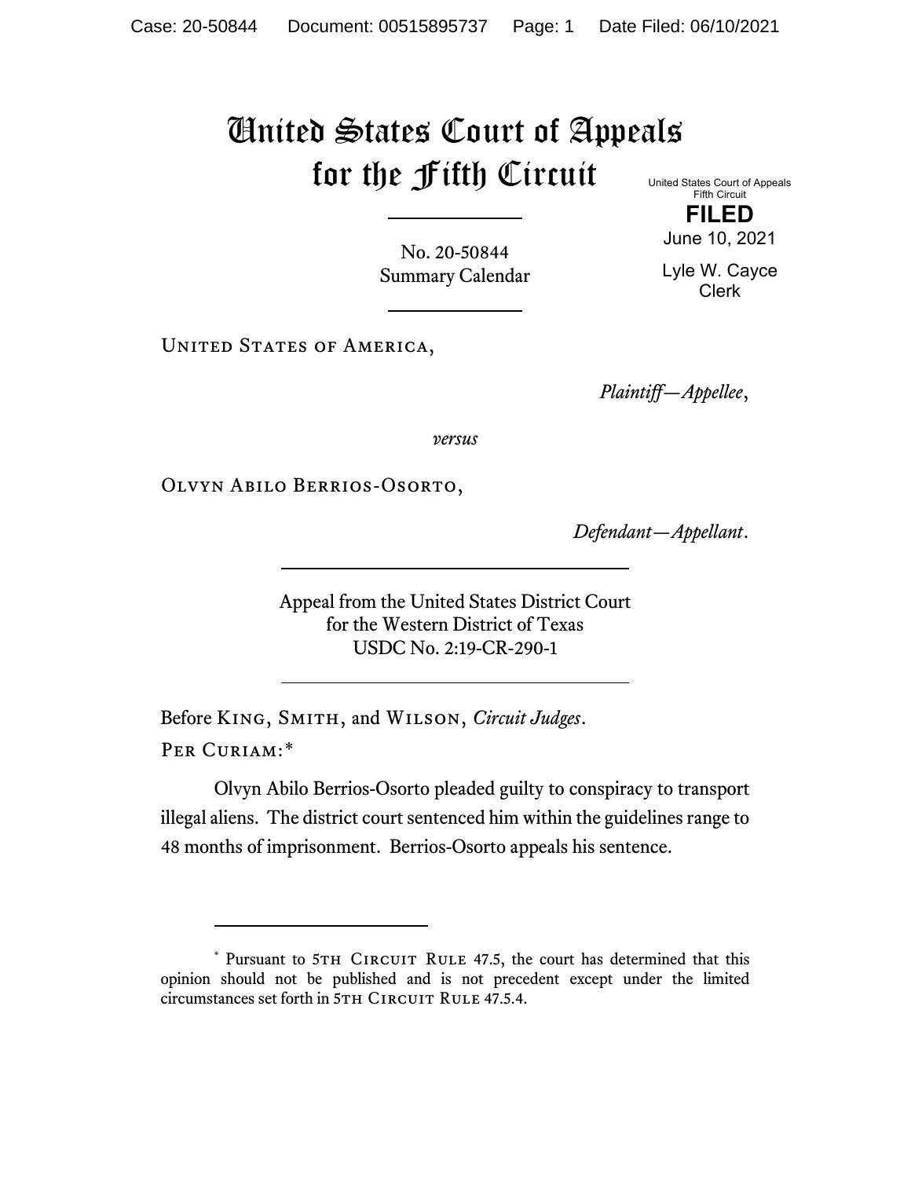# United States Court of Appeals for the Fifth Circuit

United States Court of Appeals
Fifth Circuit

**FILED**

June 10, 2021

Lyle W. Cayce
Clerk

No. 20-50844
Summary Calendar

United States of America,

*Plaintiff—Appellee*,

*versus*

Olvyn Abilo Berrios-Osorto,

*Defendant—Appellant*.

Appeal from the United States District Court
for the Western District of Texas
USDC No. 2:19-CR-290-1

Before King, Smith, and Wilson, *Circuit Judges*.

Per Curiam:[*]

Olvyn Abilo Berrios-Osorto pleaded guilty to conspiracy to transport illegal aliens. The district court sentenced him within the guidelines range to 48 months of imprisonment. Berrios-Osorto appeals his sentence.

[*] Pursuant to 5th Circuit Rule 47.5, the court has determined that this opinion should not be published and is not precedent except under the limited circumstances set forth in 5th Circuit Rule 47.5.4.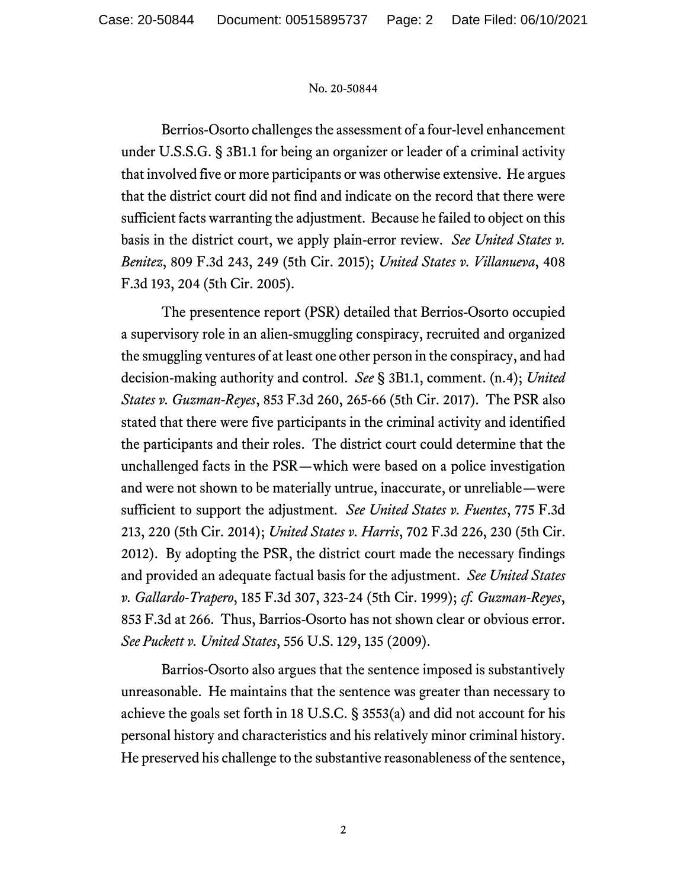Berrios-Osorto challenges the assessment of a four-level enhancement under U.S.S.G. § 3B1.1 for being an organizer or leader of a criminal activity that involved five or more participants or was otherwise extensive. He argues that the district court did not find and indicate on the record that there were sufficient facts warranting the adjustment. Because he failed to object on this basis in the district court, we apply plain-error review. *See United States v. Benitez*, 809 F.3d 243, 249 (5th Cir. 2015); *United States v. Villanueva*, 408 F.3d 193, 204 (5th Cir. 2005).

The presentence report (PSR) detailed that Berrios-Osorto occupied a supervisory role in an alien-smuggling conspiracy, recruited and organized the smuggling ventures of at least one other person in the conspiracy, and had decision-making authority and control. *See* § 3B1.1, comment. (n.4); *United States v. Guzman-Reyes*, 853 F.3d 260, 265-66 (5th Cir. 2017). The PSR also stated that there were five participants in the criminal activity and identified the participants and their roles. The district court could determine that the unchallenged facts in the PSR—which were based on a police investigation and were not shown to be materially untrue, inaccurate, or unreliable—were sufficient to support the adjustment. *See United States v. Fuentes*, 775 F.3d 213, 220 (5th Cir. 2014); *United States v. Harris*, 702 F.3d 226, 230 (5th Cir. 2012). By adopting the PSR, the district court made the necessary findings and provided an adequate factual basis for the adjustment. *See United States v. Gallardo-Trapero*, 185 F.3d 307, 323-24 (5th Cir. 1999); *cf. Guzman-Reyes*, 853 F.3d at 266. Thus, Barrios-Osorto has not shown clear or obvious error. *See Puckett v. United States*, 556 U.S. 129, 135 (2009).

Barrios-Osorto also argues that the sentence imposed is substantively unreasonable. He maintains that the sentence was greater than necessary to achieve the goals set forth in 18 U.S.C. § 3553(a) and did not account for his personal history and characteristics and his relatively minor criminal history. He preserved his challenge to the substantive reasonableness of the sentence,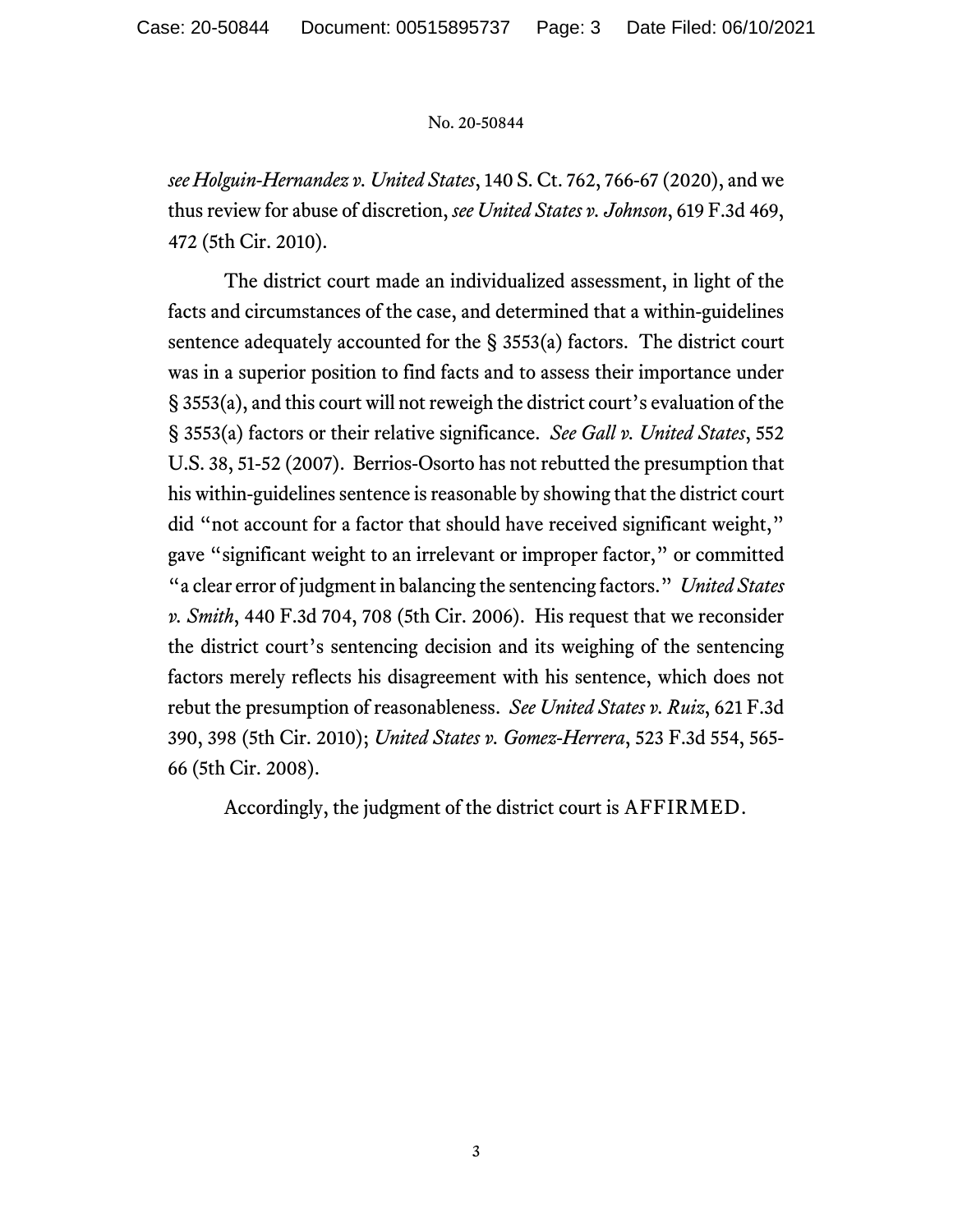*see Holguin-Hernandez v. United States*, 140 S. Ct. 762, 766-67 (2020), and we thus review for abuse of discretion, *see United States v. Johnson*, 619 F.3d 469, 472 (5th Cir. 2010).

The district court made an individualized assessment, in light of the facts and circumstances of the case, and determined that a within-guidelines sentence adequately accounted for the § 3553(a) factors. The district court was in a superior position to find facts and to assess their importance under § 3553(a), and this court will not reweigh the district court's evaluation of the § 3553(a) factors or their relative significance. *See Gall v. United States*, 552 U.S. 38, 51-52 (2007). Berrios-Osorto has not rebutted the presumption that his within-guidelines sentence is reasonable by showing that the district court did "not account for a factor that should have received significant weight," gave "significant weight to an irrelevant or improper factor," or committed "a clear error of judgment in balancing the sentencing factors." *United States v. Smith*, 440 F.3d 704, 708 (5th Cir. 2006). His request that we reconsider the district court's sentencing decision and its weighing of the sentencing factors merely reflects his disagreement with his sentence, which does not rebut the presumption of reasonableness. *See United States v. Ruiz*, 621 F.3d 390, 398 (5th Cir. 2010); *United States v. Gomez-Herrera*, 523 F.3d 554, 565-66 (5th Cir. 2008).

Accordingly, the judgment of the district court is AFFIRMED.